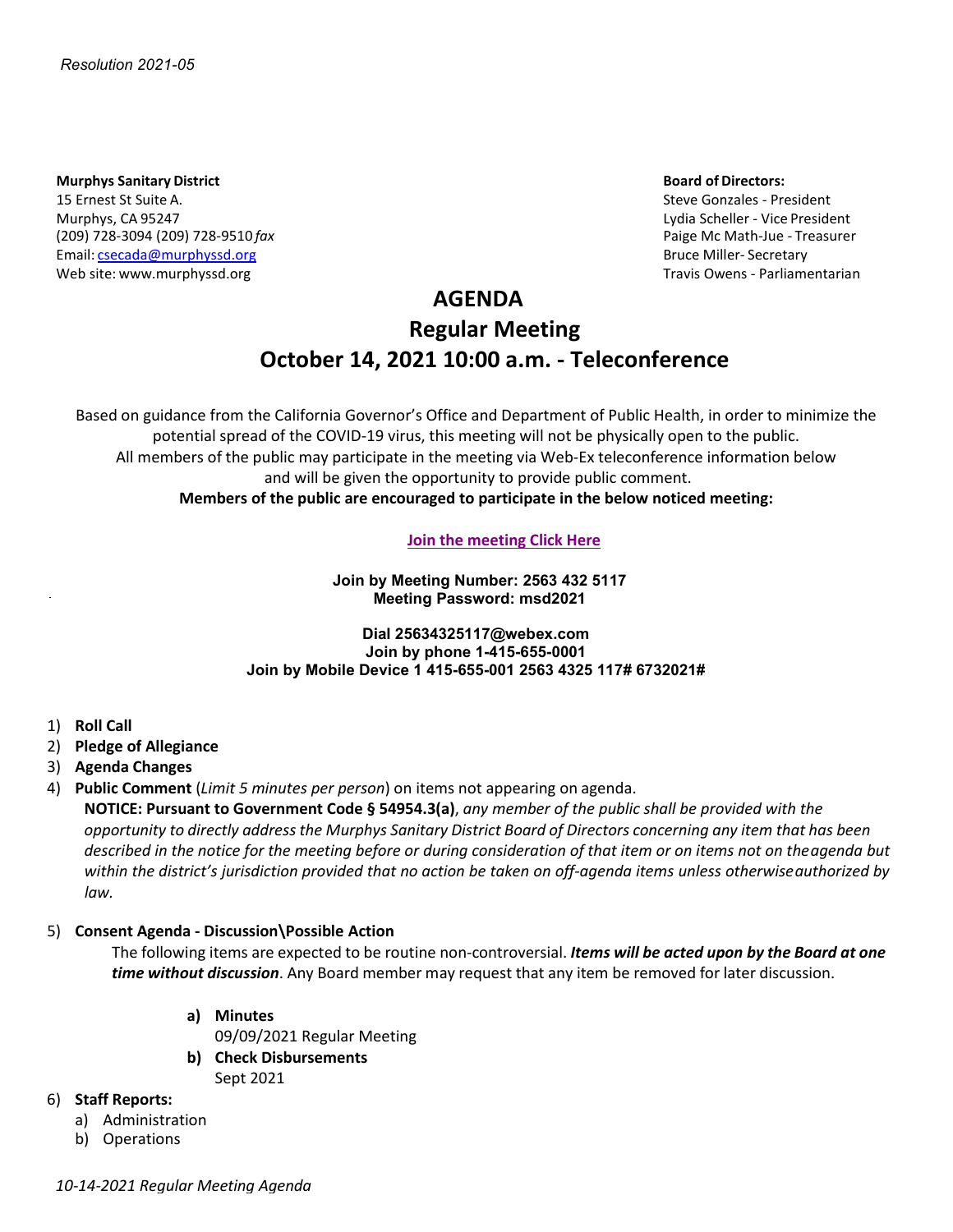*Resolution 2021-05*

**Murphys Sanitary District**
15 Ernest St Suite A.
Murphys, CA 95247
(209) 728-3094 (209) 728-9510 *fax*
Email: csecada@murphyssd.org
Web site: www.murphyssd.org

**Board of Directors:**
Steve Gonzales - President
Lydia Scheller - Vice President
Paige Mc Math-Jue - Treasurer
Bruce Miller- Secretary
Travis Owens - Parliamentarian

# AGENDA
## Regular Meeting
## October 14, 2021 10:00 a.m. - Teleconference

Based on guidance from the California Governor's Office and Department of Public Health, in order to minimize the potential spread of the COVID-19 virus, this meeting will not be physically open to the public. All members of the public may participate in the meeting via Web-Ex teleconference information below and will be given the opportunity to provide public comment.

**Members of the public are encouraged to participate in the below noticed meeting:**

**Join the meeting Click Here**

**Join by Meeting Number: 2563 432 5117**
**Meeting Password: msd2021**

**Dial 25634325117@webex.com**
**Join by phone 1-415-655-0001**
**Join by Mobile Device 1 415-655-001 2563 4325 117# 6732021#**

1) **Roll Call**
2) **Pledge of Allegiance**
3) **Agenda Changes**
4) **Public Comment** (*Limit 5 minutes per person*) on items not appearing on agenda.
   **NOTICE: Pursuant to Government Code § 54954.3(a)**, *any member of the public shall be provided with the opportunity to directly address the Murphys Sanitary District Board of Directors concerning any item that has been described in the notice for the meeting before or during consideration of that item or on items not on the agenda but within the district's jurisdiction provided that no action be taken on off-agenda items unless otherwise authorized by law.*
5) **Consent Agenda - Discussion\Possible Action**
   The following items are expected to be routine non-controversial. ***Items will be acted upon by the Board at one time without discussion***. Any Board member may request that any item be removed for later discussion.
   - **a) Minutes**
     09/09/2021 Regular Meeting
   - **b) Check Disbursements**
     Sept 2021
6) **Staff Reports:**
   a) Administration
   b) Operations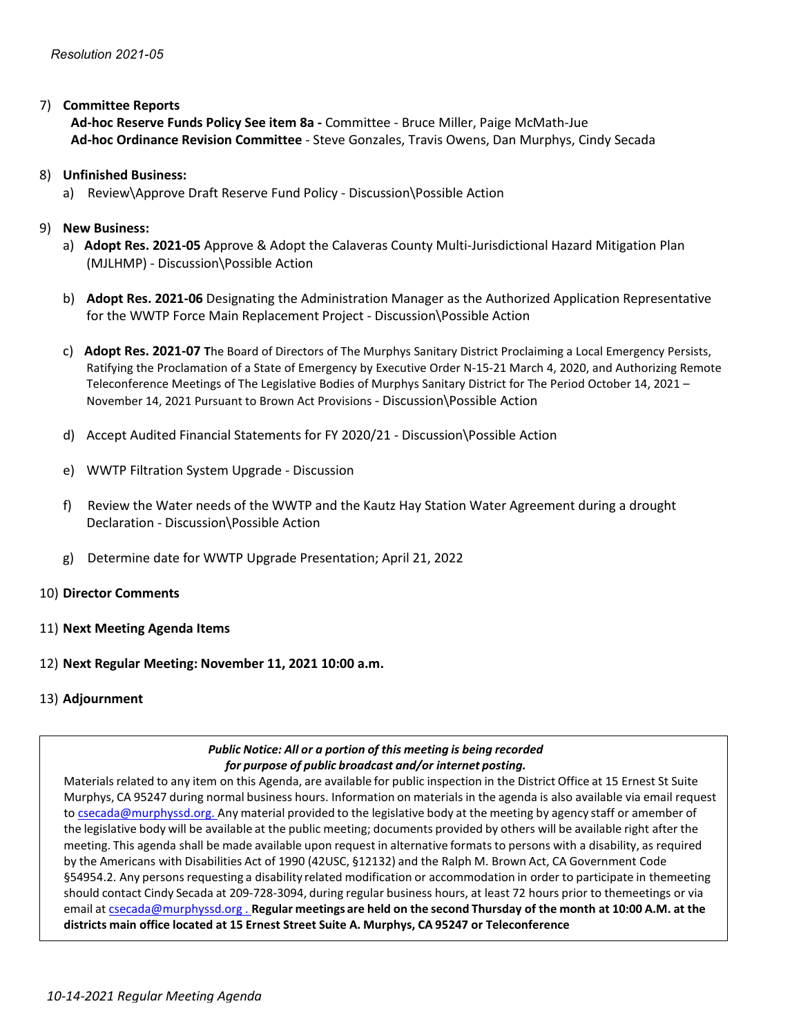*Resolution 2021-05*

7) **Committee Reports**

   **Ad-hoc Reserve Funds Policy See item 8a -** Committee - Bruce Miller, Paige McMath-Jue
   **Ad-hoc Ordinance Revision Committee** - Steve Gonzales, Travis Owens, Dan Murphys, Cindy Secada

8) **Unfinished Business:**

   a) Review\Approve Draft Reserve Fund Policy - Discussion\Possible Action

9) **New Business:**

   a) **Adopt Res. 2021-05** Approve & Adopt the Calaveras County Multi-Jurisdictional Hazard Mitigation Plan (MJLHMP) - Discussion\Possible Action

   b) **Adopt Res. 2021-06** Designating the Administration Manager as the Authorized Application Representative for the WWTP Force Main Replacement Project - Discussion\Possible Action

   c) **Adopt Res. 2021-07 T**he Board of Directors of The Murphys Sanitary District Proclaiming a Local Emergency Persists, Ratifying the Proclamation of a State of Emergency by Executive Order N-15-21 March 4, 2020, and Authorizing Remote Teleconference Meetings of The Legislative Bodies of Murphys Sanitary District for The Period October 14, 2021 – November 14, 2021 Pursuant to Brown Act Provisions - Discussion\Possible Action

   d) Accept Audited Financial Statements for FY 2020/21 - Discussion\Possible Action

   e) WWTP Filtration System Upgrade - Discussion

   f) Review the Water needs of the WWTP and the Kautz Hay Station Water Agreement during a drought Declaration - Discussion\Possible Action

   g) Determine date for WWTP Upgrade Presentation; April 21, 2022

10) **Director Comments**

11) **Next Meeting Agenda Items**

12) **Next Regular Meeting: November 11, 2021 10:00 a.m.**

13) **Adjournment**

***Public Notice: All or a portion of this meeting is being recorded for purpose of public broadcast and/or internet posting.***

Materials related to any item on this Agenda, are available for public inspection in the District Office at 15 Ernest St Suite Murphys, CA 95247 during normal business hours. Information on materials in the agenda is also available via email request to csecada@murphyssd.org. Any material provided to the legislative body at the meeting by agency staff or amember of the legislative body will be available at the public meeting; documents provided by others will be available right after the meeting. This agenda shall be made available upon request in alternative formats to persons with a disability, as required by the Americans with Disabilities Act of 1990 (42USC, §12132) and the Ralph M. Brown Act, CA Government Code §54954.2. Any persons requesting a disability related modification or accommodation in order to participate in themeeting should contact Cindy Secada at 209-728-3094, during regular business hours, at least 72 hours prior to themeetings or via email at csecada@murphyssd.org . **Regular meetings are held on the second Thursday of the month at 10:00 A.M. at the districts main office located at 15 Ernest Street Suite A. Murphys, CA 95247 or Teleconference**